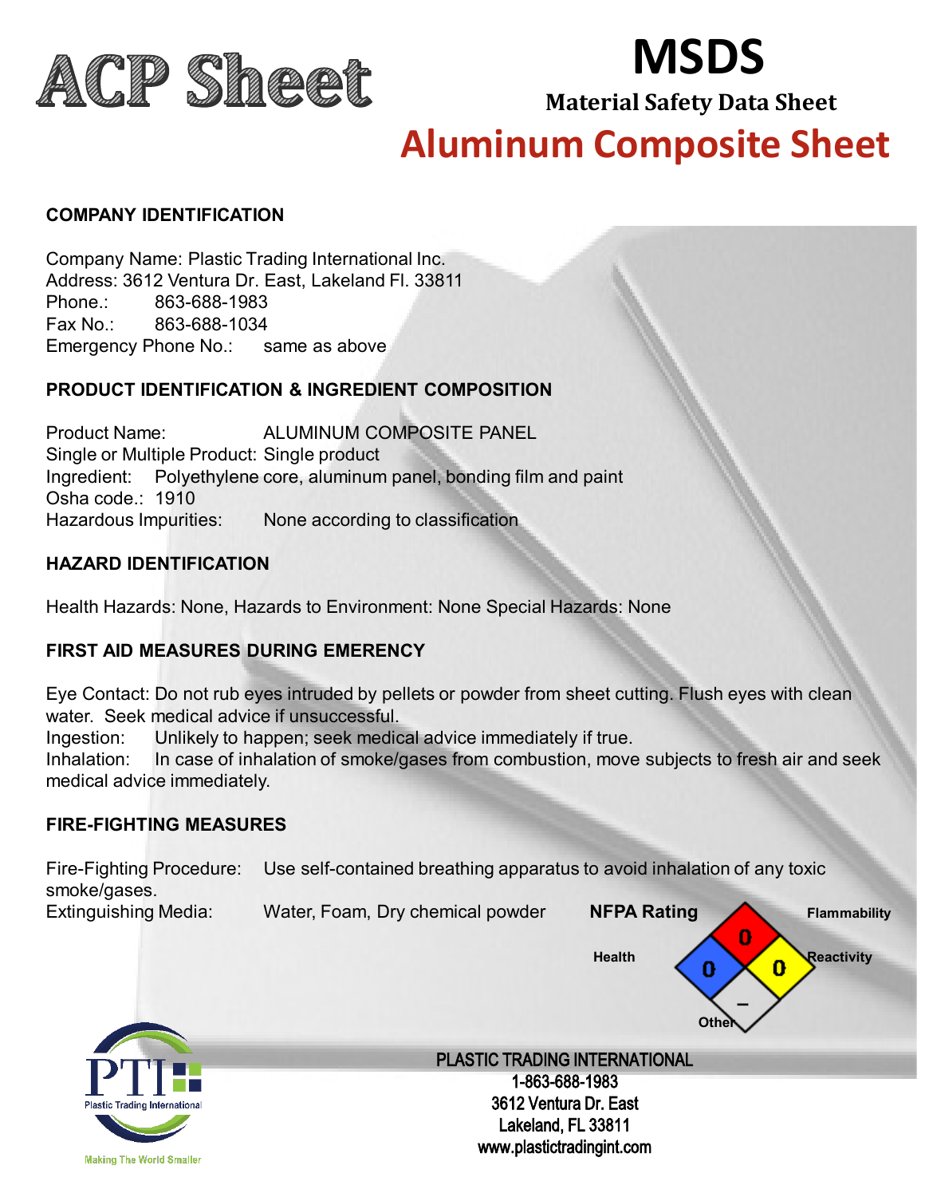# ACP Sheet

# MSDS

## Material Safety Data Sheet

# Aluminum Composite Sheet

### COMPANY IDENTIFICATION

Company Name: Plastic Trading International Inc.
Address: 3612 Ventura Dr. East, Lakeland Fl. 33811
Phone.: 863-688-1983
Fax No.: 863-688-1034
Emergency Phone No.: same as above

### PRODUCT IDENTIFICATION & INGREDIENT COMPOSITION

Product Name: ALUMINUM COMPOSITE PANEL
Single or Multiple Product: Single product
Ingredient: Polyethylene core, aluminum panel, bonding film and paint
Osha code.: 1910
Hazardous Impurities: None according to classification

### HAZARD IDENTIFICATION

Health Hazards: None, Hazards to Environment: None Special Hazards: None

### FIRST AID MEASURES DURING EMERENCY

Eye Contact: Do not rub eyes intruded by pellets or powder from sheet cutting. Flush eyes with clean water. Seek medical advice if unsuccessful.
Ingestion: Unlikely to happen; seek medical advice immediately if true.
Inhalation: In case of inhalation of smoke/gases from combustion, move subjects to fresh air and seek medical advice immediately.

### FIRE-FIGHTING MEASURES

Fire-Fighting Procedure: Use self-contained breathing apparatus to avoid inhalation of any toxic smoke/gases.
Extinguishing Media: Water, Foam, Dry chemical powder

**NFPA Rating**

| Flammability | Health | Reactivity | Other |
|---|---|---|---|
| 0 | 0 | 0 | – |

PLASTIC TRADING INTERNATIONAL
1-863-688-1983
3612 Ventura Dr. East
Lakeland, FL 33811
www.plastictradingint.com

PTI Plastic Trading International
Making The World Smaller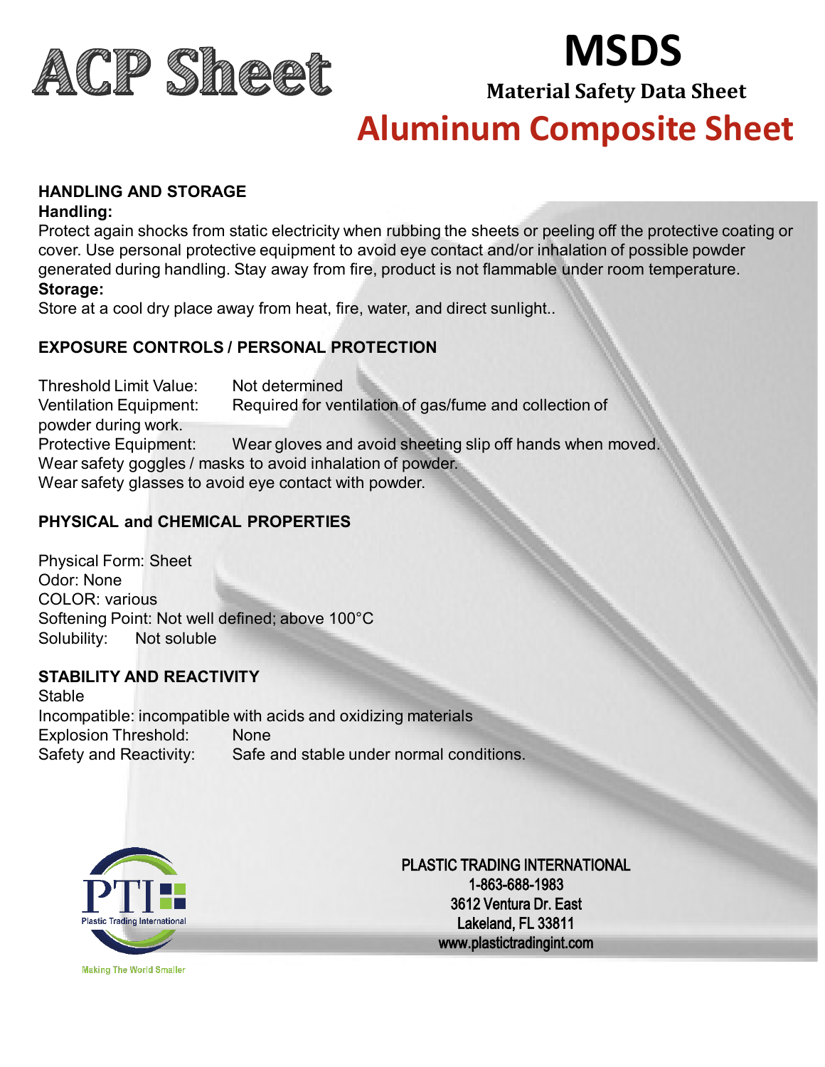# ACP Sheet

# MSDS

**Material Safety Data Sheet**

## Aluminum Composite Sheet

### HANDLING AND STORAGE

**Handling:**

Protect again shocks from static electricity when rubbing the sheets or peeling off the protective coating or cover. Use personal protective equipment to avoid eye contact and/or inhalation of possible powder generated during handling. Stay away from fire, product is not flammable under room temperature.

**Storage:**

Store at a cool dry place away from heat, fire, water, and direct sunlight..

### EXPOSURE CONTROLS / PERSONAL PROTECTION

Threshold Limit Value: Not determined

Ventilation Equipment: Required for ventilation of gas/fume and collection of powder during work.

Protective Equipment: Wear gloves and avoid sheeting slip off hands when moved.
Wear safety goggles / masks to avoid inhalation of powder.
Wear safety glasses to avoid eye contact with powder.

### PHYSICAL and CHEMICAL PROPERTIES

Physical Form: Sheet
Odor: None
COLOR: various
Softening Point: Not well defined; above 100°C
Solubility: Not soluble

### STABILITY AND REACTIVITY

Stable
Incompatible: incompatible with acids and oxidizing materials
Explosion Threshold: None
Safety and Reactivity: Safe and stable under normal conditions.

PTI Plastic Trading International

Making The World Smaller

PLASTIC TRADING INTERNATIONAL
1-863-688-1983
3612 Ventura Dr. East
Lakeland, FL 33811
www.plastictradingint.com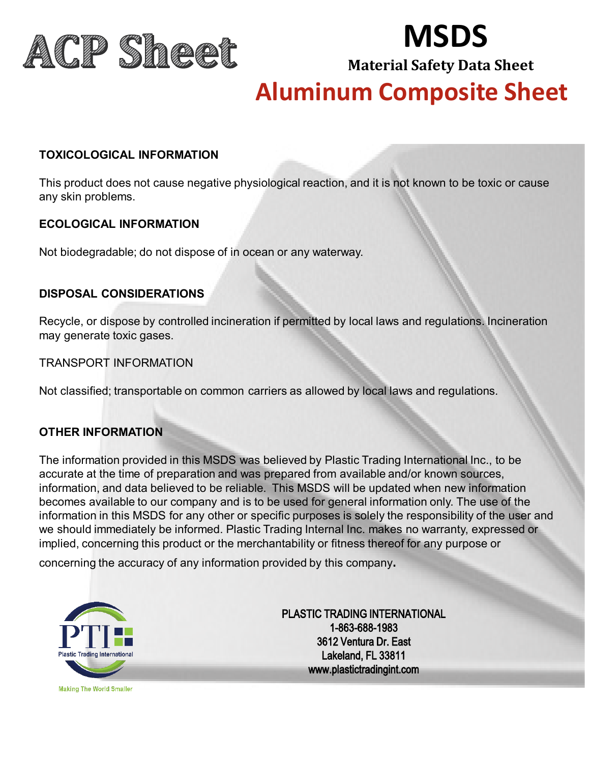# ACP Sheet

# MSDS

**Material Safety Data Sheet**

## Aluminum Composite Sheet

**TOXICOLOGICAL INFORMATION**

This product does not cause negative physiological reaction, and it is not known to be toxic or cause any skin problems.

**ECOLOGICAL INFORMATION**

Not biodegradable; do not dispose of in ocean or any waterway.

**DISPOSAL CONSIDERATIONS**

Recycle, or dispose by controlled incineration if permitted by local laws and regulations. Incineration may generate toxic gases.

TRANSPORT INFORMATION

Not classified; transportable on common carriers as allowed by local laws and regulations.

**OTHER INFORMATION**

The information provided in this MSDS was believed by Plastic Trading International Inc., to be accurate at the time of preparation and was prepared from available and/or known sources, information, and data believed to be reliable. This MSDS will be updated when new information becomes available to our company and is to be used for general information only. The use of the information in this MSDS for any other or specific purposes is solely the responsibility of the user and we should immediately be informed. Plastic Trading Internal Inc. makes no warranty, expressed or implied, concerning this product or the merchantability or fitness thereof for any purpose or concerning the accuracy of any information provided by this company**.**

PTI
Plastic Trading International
Making The World Smaller

PLASTIC TRADING INTERNATIONAL
1-863-688-1983
3612 Ventura Dr. East
Lakeland, FL 33811
www.plastictradingint.com